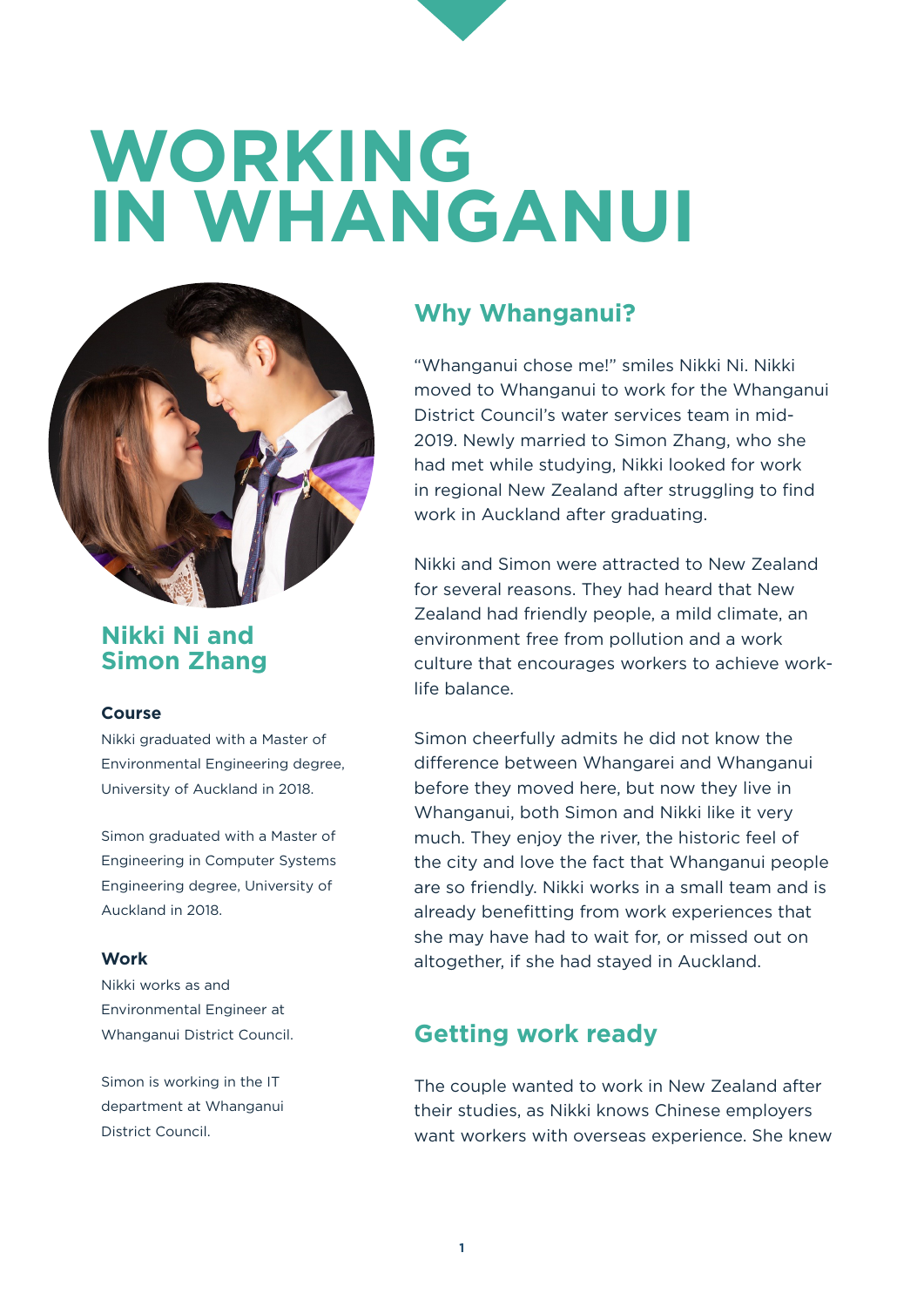# WORKING IN WHANGANUI

## Nikki Ni and Simon Zhang

**Course**

Nikki graduated with a Master of Environmental Engineering degree, University of Auckland in 2018.

Simon graduated with a Master of Engineering in Computer Systems Engineering degree, University of Auckland in 2018.

**Work**

Nikki works as and Environmental Engineer at Whanganui District Council.

Simon is working in the IT department at Whanganui District Council.

## Why Whanganui?

“Whanganui chose me!” smiles Nikki Ni. Nikki moved to Whanganui to work for the Whanganui District Council’s water services team in mid-2019. Newly married to Simon Zhang, who she had met while studying, Nikki looked for work in regional New Zealand after struggling to find work in Auckland after graduating.

Nikki and Simon were attracted to New Zealand for several reasons. They had heard that New Zealand had friendly people, a mild climate, an environment free from pollution and a work culture that encourages workers to achieve work-life balance.

Simon cheerfully admits he did not know the difference between Whangarei and Whanganui before they moved here, but now they live in Whanganui, both Simon and Nikki like it very much. They enjoy the river, the historic feel of the city and love the fact that Whanganui people are so friendly. Nikki works in a small team and is already benefitting from work experiences that she may have had to wait for, or missed out on altogether, if she had stayed in Auckland.

## Getting work ready

The couple wanted to work in New Zealand after their studies, as Nikki knows Chinese employers want workers with overseas experience. She knew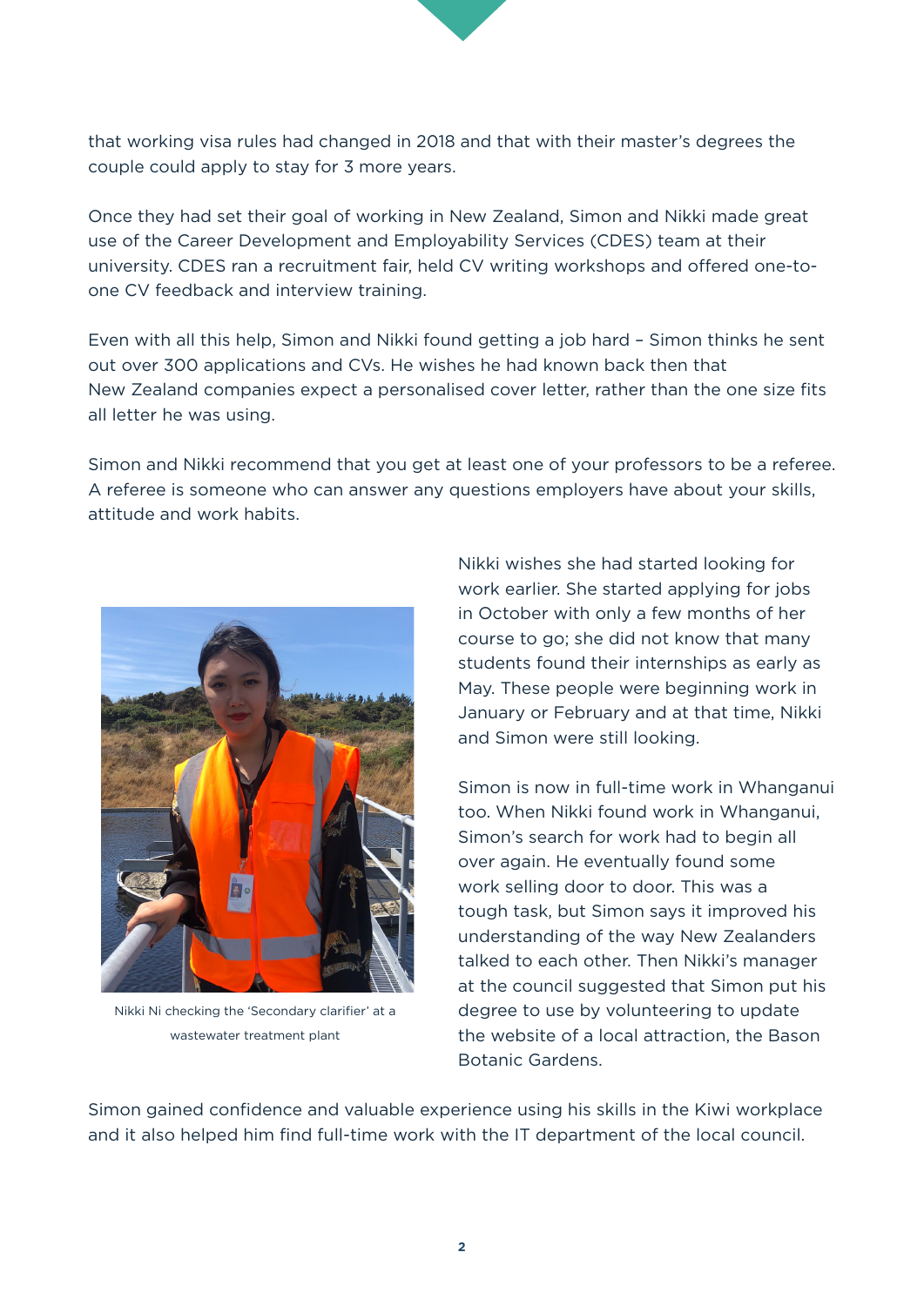that working visa rules had changed in 2018 and that with their master's degrees the couple could apply to stay for 3 more years.

Once they had set their goal of working in New Zealand, Simon and Nikki made great use of the Career Development and Employability Services (CDES) team at their university. CDES ran a recruitment fair, held CV writing workshops and offered one-to-one CV feedback and interview training.

Even with all this help, Simon and Nikki found getting a job hard – Simon thinks he sent out over 300 applications and CVs. He wishes he had known back then that New Zealand companies expect a personalised cover letter, rather than the one size fits all letter he was using.

Simon and Nikki recommend that you get at least one of your professors to be a referee. A referee is someone who can answer any questions employers have about your skills, attitude and work habits.

Nikki Ni checking the 'Secondary clarifier' at a wastewater treatment plant

Nikki wishes she had started looking for work earlier. She started applying for jobs in October with only a few months of her course to go; she did not know that many students found their internships as early as May. These people were beginning work in January or February and at that time, Nikki and Simon were still looking.

Simon is now in full-time work in Whanganui too. When Nikki found work in Whanganui, Simon's search for work had to begin all over again. He eventually found some work selling door to door. This was a tough task, but Simon says it improved his understanding of the way New Zealanders talked to each other. Then Nikki's manager at the council suggested that Simon put his degree to use by volunteering to update the website of a local attraction, the Bason Botanic Gardens.

Simon gained confidence and valuable experience using his skills in the Kiwi workplace and it also helped him find full-time work with the IT department of the local council.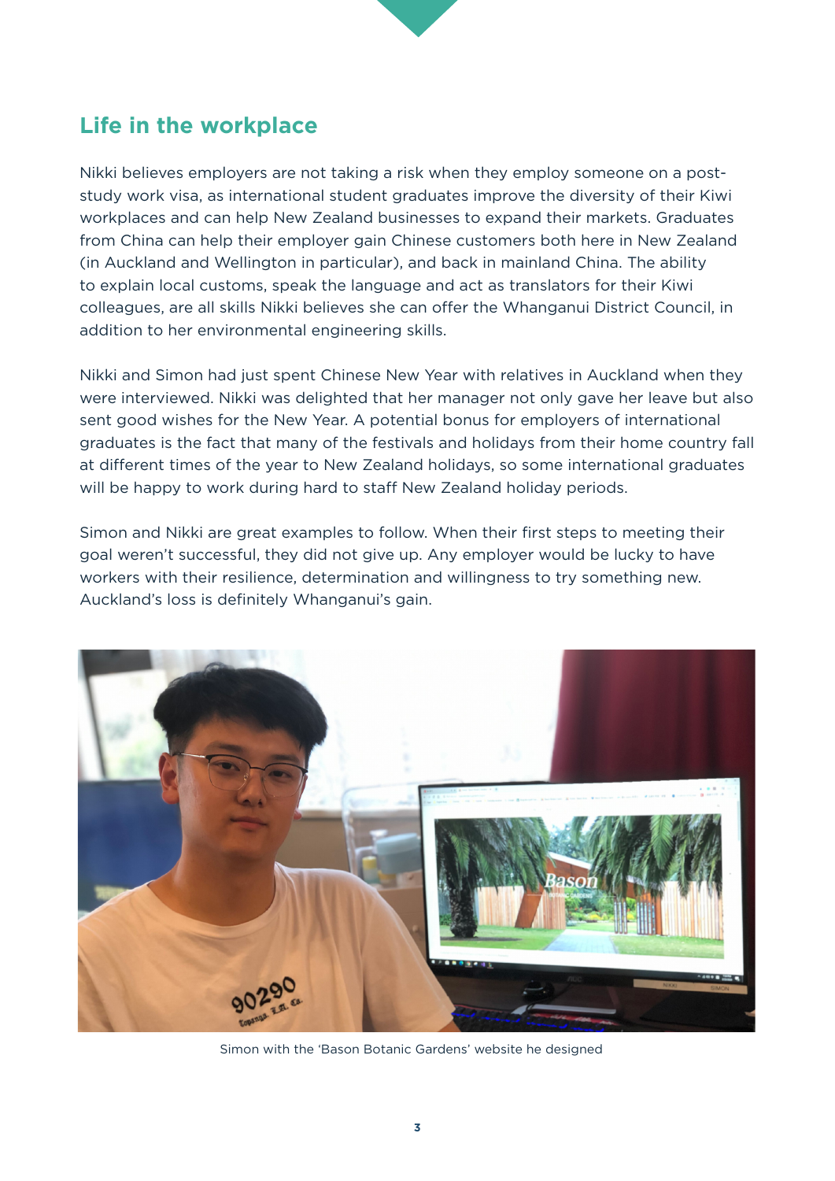## Life in the workplace

Nikki believes employers are not taking a risk when they employ someone on a post-study work visa, as international student graduates improve the diversity of their Kiwi workplaces and can help New Zealand businesses to expand their markets. Graduates from China can help their employer gain Chinese customers both here in New Zealand (in Auckland and Wellington in particular), and back in mainland China. The ability to explain local customs, speak the language and act as translators for their Kiwi colleagues, are all skills Nikki believes she can offer the Whanganui District Council, in addition to her environmental engineering skills.

Nikki and Simon had just spent Chinese New Year with relatives in Auckland when they were interviewed. Nikki was delighted that her manager not only gave her leave but also sent good wishes for the New Year. A potential bonus for employers of international graduates is the fact that many of the festivals and holidays from their home country fall at different times of the year to New Zealand holidays, so some international graduates will be happy to work during hard to staff New Zealand holiday periods.

Simon and Nikki are great examples to follow. When their first steps to meeting their goal weren't successful, they did not give up. Any employer would be lucky to have workers with their resilience, determination and willingness to try something new. Auckland's loss is definitely Whanganui's gain.

Simon with the 'Bason Botanic Gardens' website he designed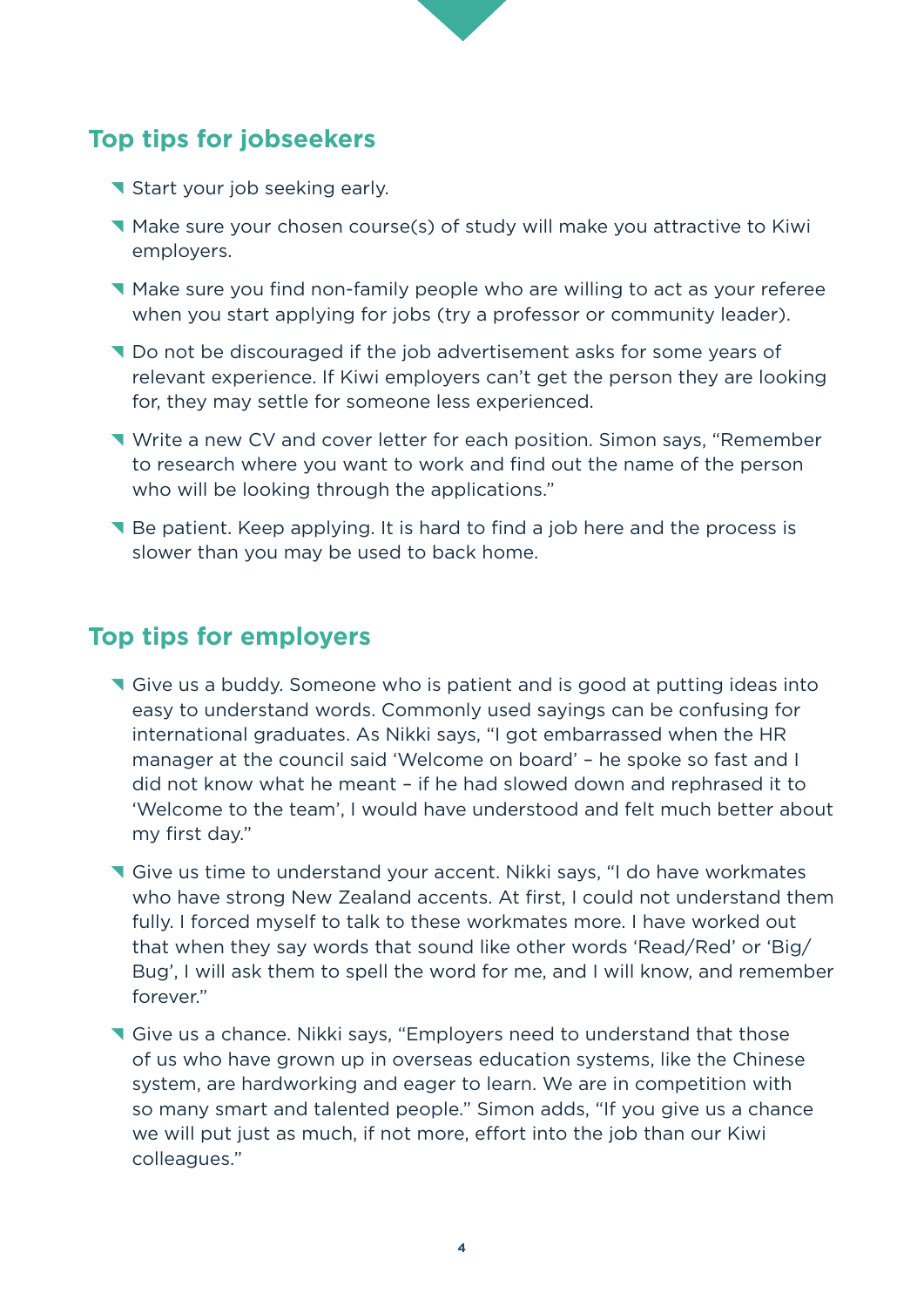## Top tips for jobseekers

- Start your job seeking early.
- Make sure your chosen course(s) of study will make you attractive to Kiwi employers.
- Make sure you find non-family people who are willing to act as your referee when you start applying for jobs (try a professor or community leader).
- Do not be discouraged if the job advertisement asks for some years of relevant experience. If Kiwi employers can't get the person they are looking for, they may settle for someone less experienced.
- Write a new CV and cover letter for each position. Simon says, "Remember to research where you want to work and find out the name of the person who will be looking through the applications."
- Be patient. Keep applying. It is hard to find a job here and the process is slower than you may be used to back home.

## Top tips for employers

- Give us a buddy. Someone who is patient and is good at putting ideas into easy to understand words. Commonly used sayings can be confusing for international graduates. As Nikki says, "I got embarrassed when the HR manager at the council said 'Welcome on board' – he spoke so fast and I did not know what he meant – if he had slowed down and rephrased it to 'Welcome to the team', I would have understood and felt much better about my first day."
- Give us time to understand your accent. Nikki says, "I do have workmates who have strong New Zealand accents. At first, I could not understand them fully. I forced myself to talk to these workmates more. I have worked out that when they say words that sound like other words 'Read/Red' or 'Big/Bug', I will ask them to spell the word for me, and I will know, and remember forever."
- Give us a chance. Nikki says, "Employers need to understand that those of us who have grown up in overseas education systems, like the Chinese system, are hardworking and eager to learn. We are in competition with so many smart and talented people." Simon adds, "If you give us a chance we will put just as much, if not more, effort into the job than our Kiwi colleagues."